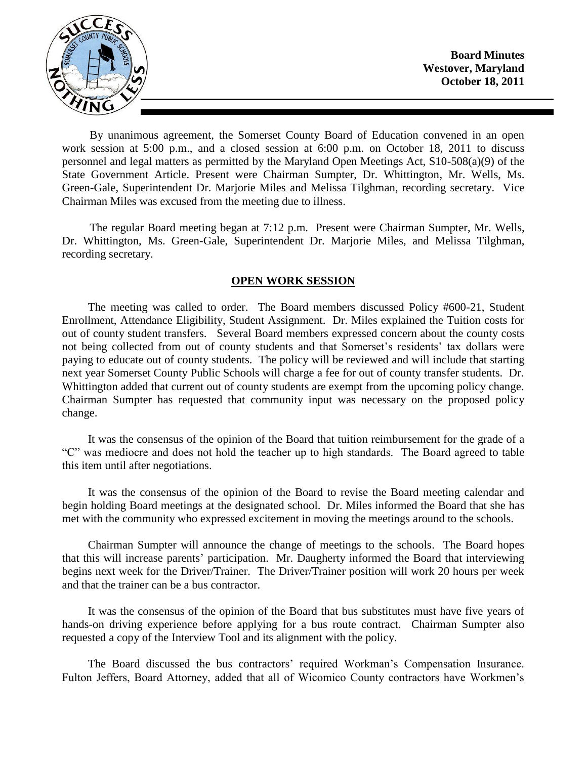**Board Minutes**
**Westover, Maryland**
**October 18, 2011**

By unanimous agreement, the Somerset County Board of Education convened in an open work session at 5:00 p.m., and a closed session at 6:00 p.m. on October 18, 2011 to discuss personnel and legal matters as permitted by the Maryland Open Meetings Act, S10-508(a)(9) of the State Government Article. Present were Chairman Sumpter, Dr. Whittington, Mr. Wells, Ms. Green-Gale, Superintendent Dr. Marjorie Miles and Melissa Tilghman, recording secretary. Vice Chairman Miles was excused from the meeting due to illness.

The regular Board meeting began at 7:12 p.m. Present were Chairman Sumpter, Mr. Wells, Dr. Whittington, Ms. Green-Gale, Superintendent Dr. Marjorie Miles, and Melissa Tilghman, recording secretary.

## OPEN WORK SESSION

The meeting was called to order. The Board members discussed Policy #600-21, Student Enrollment, Attendance Eligibility, Student Assignment. Dr. Miles explained the Tuition costs for out of county student transfers. Several Board members expressed concern about the county costs not being collected from out of county students and that Somerset's residents' tax dollars were paying to educate out of county students. The policy will be reviewed and will include that starting next year Somerset County Public Schools will charge a fee for out of county transfer students. Dr. Whittington added that current out of county students are exempt from the upcoming policy change. Chairman Sumpter has requested that community input was necessary on the proposed policy change.

It was the consensus of the opinion of the Board that tuition reimbursement for the grade of a "C" was mediocre and does not hold the teacher up to high standards. The Board agreed to table this item until after negotiations.

It was the consensus of the opinion of the Board to revise the Board meeting calendar and begin holding Board meetings at the designated school. Dr. Miles informed the Board that she has met with the community who expressed excitement in moving the meetings around to the schools.

Chairman Sumpter will announce the change of meetings to the schools. The Board hopes that this will increase parents' participation. Mr. Daugherty informed the Board that interviewing begins next week for the Driver/Trainer. The Driver/Trainer position will work 20 hours per week and that the trainer can be a bus contractor.

It was the consensus of the opinion of the Board that bus substitutes must have five years of hands-on driving experience before applying for a bus route contract. Chairman Sumpter also requested a copy of the Interview Tool and its alignment with the policy.

The Board discussed the bus contractors' required Workman's Compensation Insurance. Fulton Jeffers, Board Attorney, added that all of Wicomico County contractors have Workmen's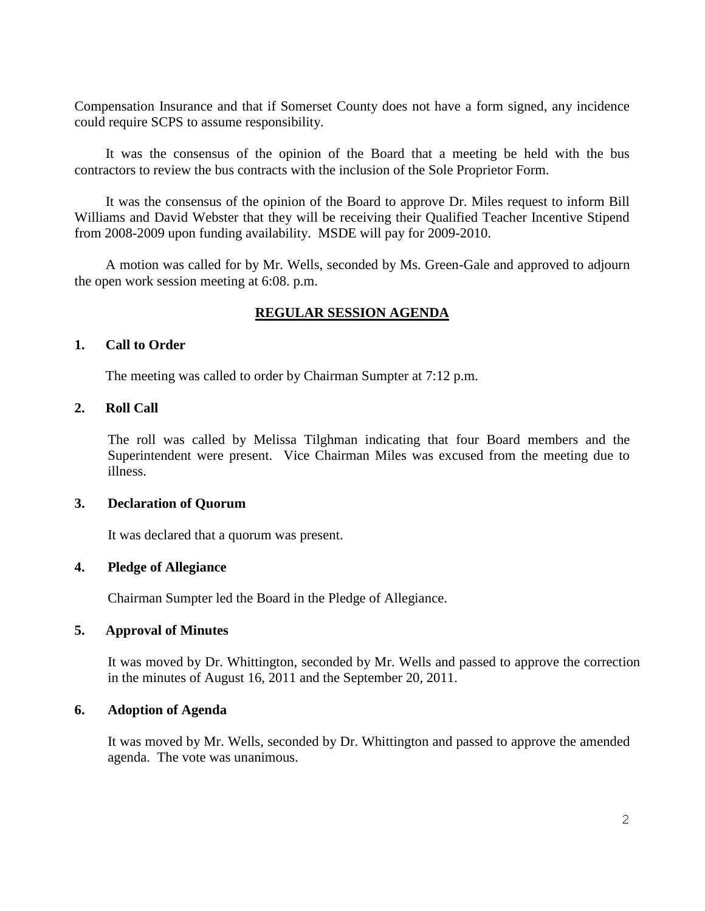Compensation Insurance and that if Somerset County does not have a form signed, any incidence could require SCPS to assume responsibility.

It was the consensus of the opinion of the Board that a meeting be held with the bus contractors to review the bus contracts with the inclusion of the Sole Proprietor Form.

It was the consensus of the opinion of the Board to approve Dr. Miles request to inform Bill Williams and David Webster that they will be receiving their Qualified Teacher Incentive Stipend from 2008-2009 upon funding availability. MSDE will pay for 2009-2010.

A motion was called for by Mr. Wells, seconded by Ms. Green-Gale and approved to adjourn the open work session meeting at 6:08. p.m.

## REGULAR SESSION AGENDA

### 1. Call to Order

The meeting was called to order by Chairman Sumpter at 7:12 p.m.

### 2. Roll Call

The roll was called by Melissa Tilghman indicating that four Board members and the Superintendent were present. Vice Chairman Miles was excused from the meeting due to illness.

### 3. Declaration of Quorum

It was declared that a quorum was present.

### 4. Pledge of Allegiance

Chairman Sumpter led the Board in the Pledge of Allegiance.

### 5. Approval of Minutes

It was moved by Dr. Whittington, seconded by Mr. Wells and passed to approve the correction in the minutes of August 16, 2011 and the September 20, 2011.

### 6. Adoption of Agenda

It was moved by Mr. Wells, seconded by Dr. Whittington and passed to approve the amended agenda. The vote was unanimous.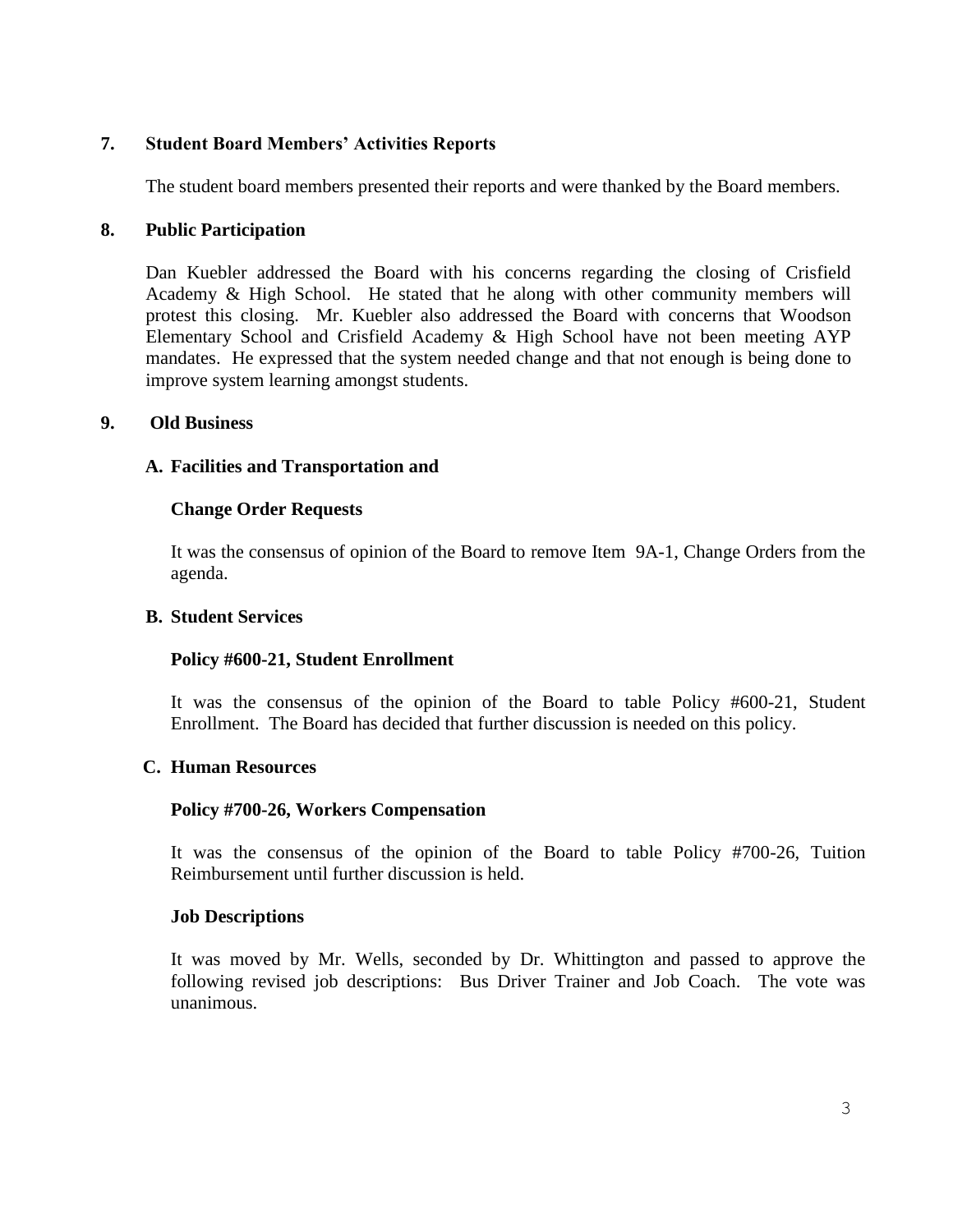## 7. Student Board Members' Activities Reports

The student board members presented their reports and were thanked by the Board members.

## 8. Public Participation

Dan Kuebler addressed the Board with his concerns regarding the closing of Crisfield Academy & High School. He stated that he along with other community members will protest this closing. Mr. Kuebler also addressed the Board with concerns that Woodson Elementary School and Crisfield Academy & High School have not been meeting AYP mandates. He expressed that the system needed change and that not enough is being done to improve system learning amongst students.

## 9. Old Business

### A. Facilities and Transportation and

#### Change Order Requests

It was the consensus of opinion of the Board to remove Item 9A-1, Change Orders from the agenda.

### B. Student Services

#### Policy #600-21, Student Enrollment

It was the consensus of the opinion of the Board to table Policy #600-21, Student Enrollment. The Board has decided that further discussion is needed on this policy.

### C. Human Resources

#### Policy #700-26, Workers Compensation

It was the consensus of the opinion of the Board to table Policy #700-26, Tuition Reimbursement until further discussion is held.

#### Job Descriptions

It was moved by Mr. Wells, seconded by Dr. Whittington and passed to approve the following revised job descriptions: Bus Driver Trainer and Job Coach. The vote was unanimous.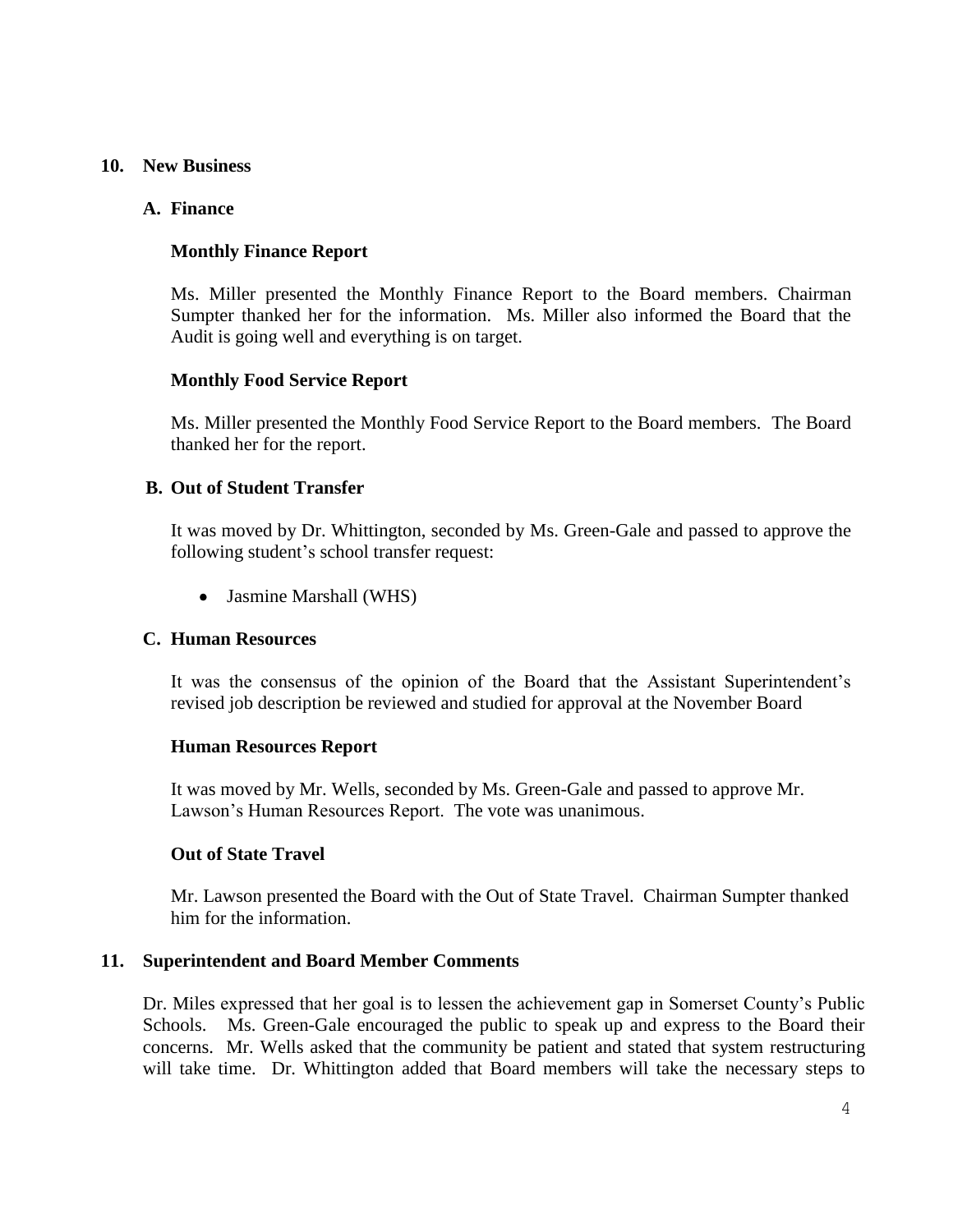## 10. New Business

### A. Finance

**Monthly Finance Report**

Ms. Miller presented the Monthly Finance Report to the Board members. Chairman Sumpter thanked her for the information. Ms. Miller also informed the Board that the Audit is going well and everything is on target.

**Monthly Food Service Report**

Ms. Miller presented the Monthly Food Service Report to the Board members. The Board thanked her for the report.

### B. Out of Student Transfer

It was moved by Dr. Whittington, seconded by Ms. Green-Gale and passed to approve the following student's school transfer request:

- Jasmine Marshall (WHS)

### C. Human Resources

It was the consensus of the opinion of the Board that the Assistant Superintendent's revised job description be reviewed and studied for approval at the November Board

**Human Resources Report**

It was moved by Mr. Wells, seconded by Ms. Green-Gale and passed to approve Mr. Lawson's Human Resources Report. The vote was unanimous.

**Out of State Travel**

Mr. Lawson presented the Board with the Out of State Travel. Chairman Sumpter thanked him for the information.

## 11. Superintendent and Board Member Comments

Dr. Miles expressed that her goal is to lessen the achievement gap in Somerset County's Public Schools. Ms. Green-Gale encouraged the public to speak up and express to the Board their concerns. Mr. Wells asked that the community be patient and stated that system restructuring will take time. Dr. Whittington added that Board members will take the necessary steps to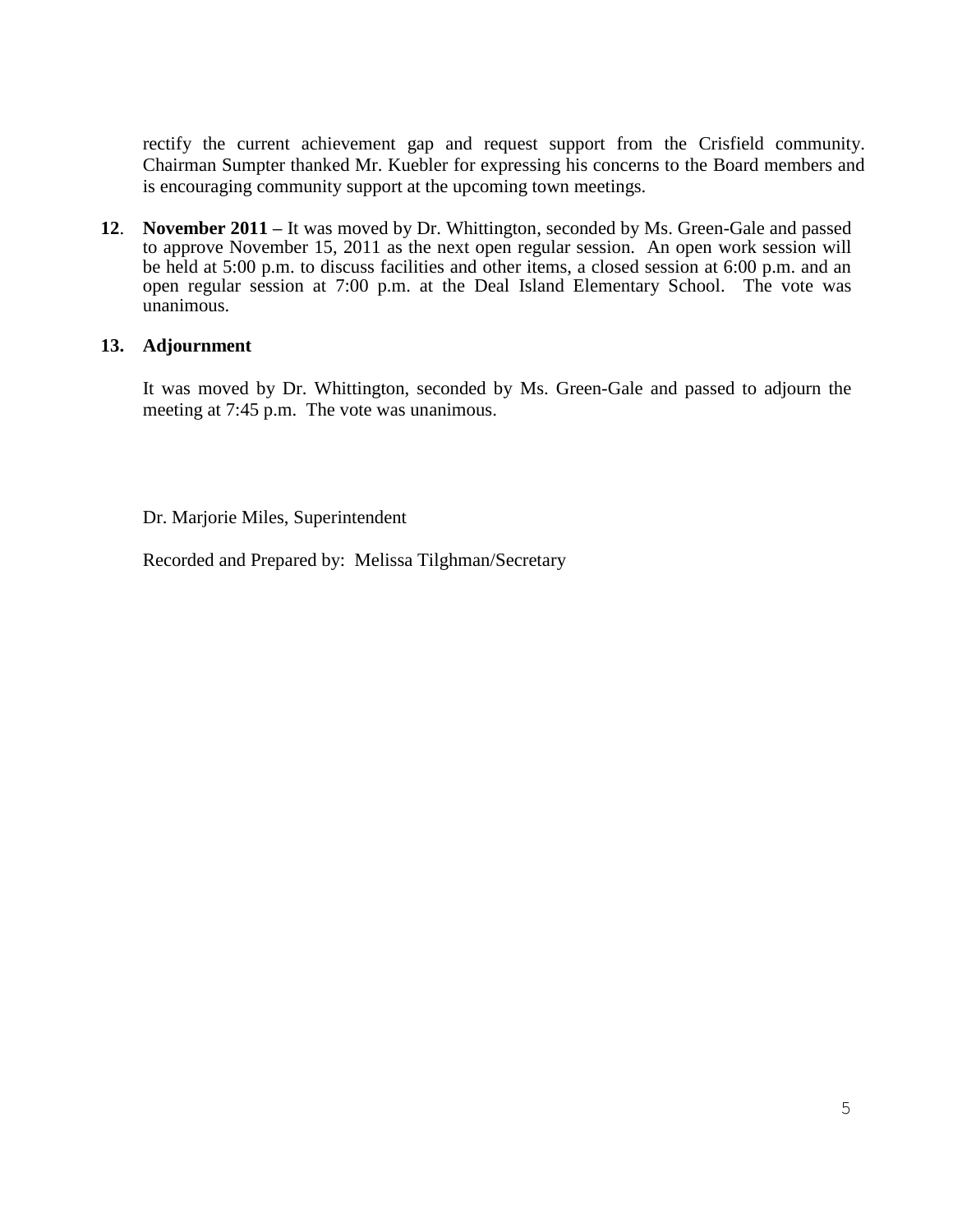rectify the current achievement gap and request support from the Crisfield community. Chairman Sumpter thanked Mr. Kuebler for expressing his concerns to the Board members and is encouraging community support at the upcoming town meetings.

**12**. **November 2011 –** It was moved by Dr. Whittington, seconded by Ms. Green-Gale and passed to approve November 15, 2011 as the next open regular session. An open work session will be held at 5:00 p.m. to discuss facilities and other items, a closed session at 6:00 p.m. and an open regular session at 7:00 p.m. at the Deal Island Elementary School. The vote was unanimous.

**13. Adjournment**

It was moved by Dr. Whittington, seconded by Ms. Green-Gale and passed to adjourn the meeting at 7:45 p.m. The vote was unanimous.

Dr. Marjorie Miles, Superintendent

Recorded and Prepared by: Melissa Tilghman/Secretary